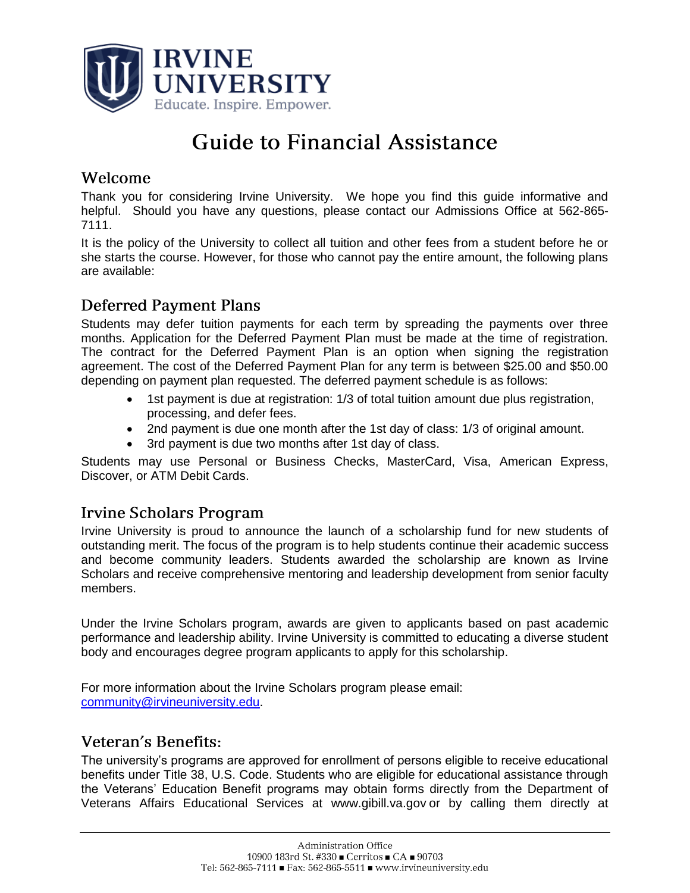# IRVINE UNIVERSITY

Educate. Inspire. Empower.

# Guide to Financial Assistance

## Welcome

Thank you for considering Irvine University. We hope you find this guide informative and helpful. Should you have any questions, please contact our Admissions Office at 562-865-7111.

It is the policy of the University to collect all tuition and other fees from a student before he or she starts the course. However, for those who cannot pay the entire amount, the following plans are available:

## Deferred Payment Plans

Students may defer tuition payments for each term by spreading the payments over three months. Application for the Deferred Payment Plan must be made at the time of registration. The contract for the Deferred Payment Plan is an option when signing the registration agreement. The cost of the Deferred Payment Plan for any term is between $25.00 and $50.00 depending on payment plan requested. The deferred payment schedule is as follows:

- 1st payment is due at registration: 1/3 of total tuition amount due plus registration, processing, and defer fees.
- 2nd payment is due one month after the 1st day of class: 1/3 of original amount.
- 3rd payment is due two months after 1st day of class.

Students may use Personal or Business Checks, MasterCard, Visa, American Express, Discover, or ATM Debit Cards.

## Irvine Scholars Program

Irvine University is proud to announce the launch of a scholarship fund for new students of outstanding merit. The focus of the program is to help students continue their academic success and become community leaders. Students awarded the scholarship are known as Irvine Scholars and receive comprehensive mentoring and leadership development from senior faculty members.

Under the Irvine Scholars program, awards are given to applicants based on past academic performance and leadership ability. Irvine University is committed to educating a diverse student body and encourages degree program applicants to apply for this scholarship.

For more information about the Irvine Scholars program please email: [community@irvineuniversity.edu](mailto:community@irvineuniversity.edu).

## Veteran's Benefits:

The university's programs are approved for enrollment of persons eligible to receive educational benefits under Title 38, U.S. Code. Students who are eligible for educational assistance through the Veterans' Education Benefit programs may obtain forms directly from the Department of Veterans Affairs Educational Services at www.gibill.va.gov or by calling them directly at

Administration Office
10900 183rd St. #330 ■ Cerritos ■ CA ■ 90703
Tel: 562-865-7111 ■ Fax: 562-865-5511 ■ www.irvineuniversity.edu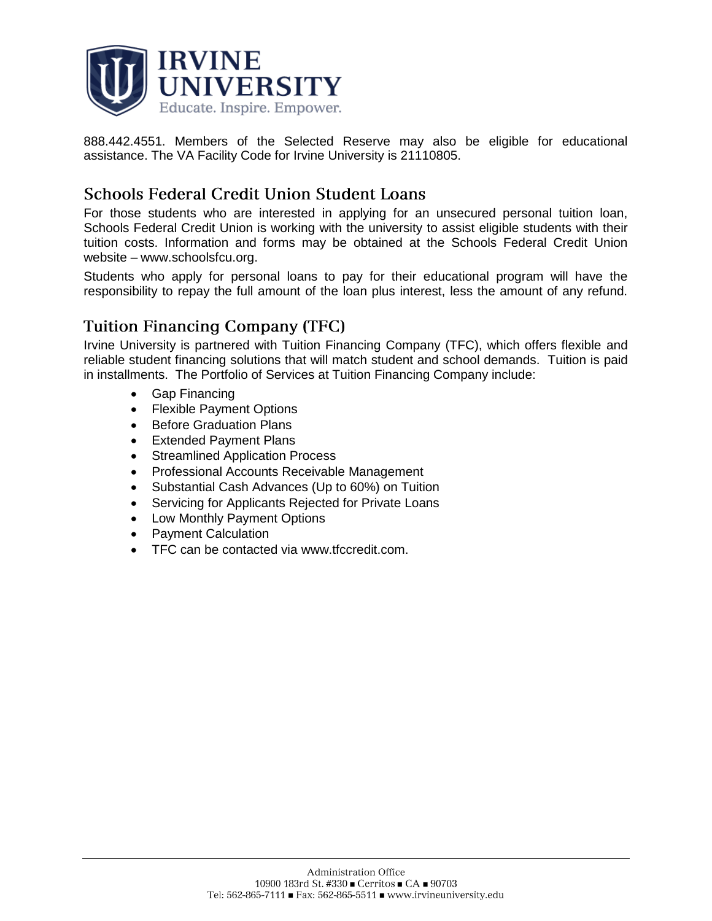888.442.4551. Members of the Selected Reserve may also be eligible for educational assistance. The VA Facility Code for Irvine University is 21110805.

## Schools Federal Credit Union Student Loans

For those students who are interested in applying for an unsecured personal tuition loan, Schools Federal Credit Union is working with the university to assist eligible students with their tuition costs. Information and forms may be obtained at the Schools Federal Credit Union website – www.schoolsfcu.org.

Students who apply for personal loans to pay for their educational program will have the responsibility to repay the full amount of the loan plus interest, less the amount of any refund.

## Tuition Financing Company (TFC)

Irvine University is partnered with Tuition Financing Company (TFC), which offers flexible and reliable student financing solutions that will match student and school demands. Tuition is paid in installments. The Portfolio of Services at Tuition Financing Company include:

- Gap Financing
- Flexible Payment Options
- Before Graduation Plans
- Extended Payment Plans
- Streamlined Application Process
- Professional Accounts Receivable Management
- Substantial Cash Advances (Up to 60%) on Tuition
- Servicing for Applicants Rejected for Private Loans
- Low Monthly Payment Options
- Payment Calculation
- TFC can be contacted via www.tfccredit.com.